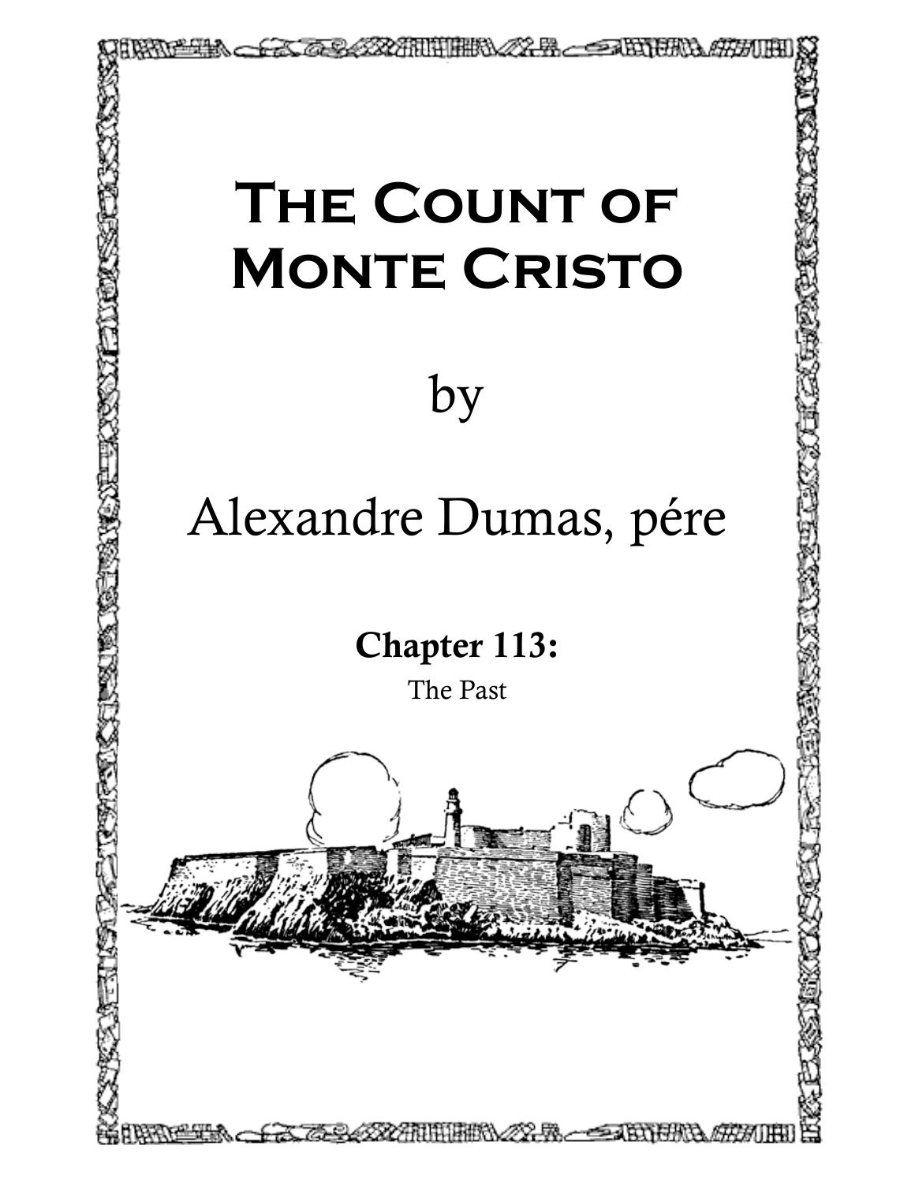# The Count of Monte Cristo

by

Alexandre Dumas, pére

**Chapter 113:**

The Past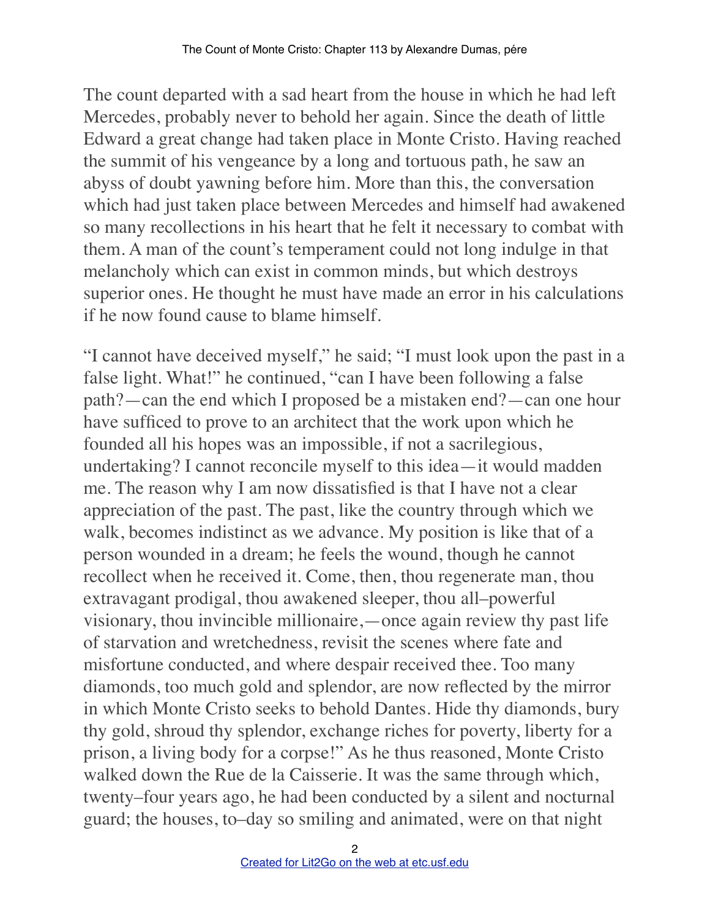The count departed with a sad heart from the house in which he had left Mercedes, probably never to behold her again. Since the death of little Edward a great change had taken place in Monte Cristo. Having reached the summit of his vengeance by a long and tortuous path, he saw an abyss of doubt yawning before him. More than this, the conversation which had just taken place between Mercedes and himself had awakened so many recollections in his heart that he felt it necessary to combat with them. A man of the count's temperament could not long indulge in that melancholy which can exist in common minds, but which destroys superior ones. He thought he must have made an error in his calculations if he now found cause to blame himself.

"I cannot have deceived myself," he said; "I must look upon the past in a false light. What!" he continued, "can I have been following a false path?—can the end which I proposed be a mistaken end?—can one hour have sufficed to prove to an architect that the work upon which he founded all his hopes was an impossible, if not a sacrilegious, undertaking? I cannot reconcile myself to this idea—it would madden me. The reason why I am now dissatisfied is that I have not a clear appreciation of the past. The past, like the country through which we walk, becomes indistinct as we advance. My position is like that of a person wounded in a dream; he feels the wound, though he cannot recollect when he received it. Come, then, thou regenerate man, thou extravagant prodigal, thou awakened sleeper, thou all–powerful visionary, thou invincible millionaire,—once again review thy past life of starvation and wretchedness, revisit the scenes where fate and misfortune conducted, and where despair received thee. Too many diamonds, too much gold and splendor, are now reflected by the mirror in which Monte Cristo seeks to behold Dantes. Hide thy diamonds, bury thy gold, shroud thy splendor, exchange riches for poverty, liberty for a prison, a living body for a corpse!" As he thus reasoned, Monte Cristo walked down the Rue de la Caisserie. It was the same through which, twenty–four years ago, he had been conducted by a silent and nocturnal guard; the houses, to–day so smiling and animated, were on that night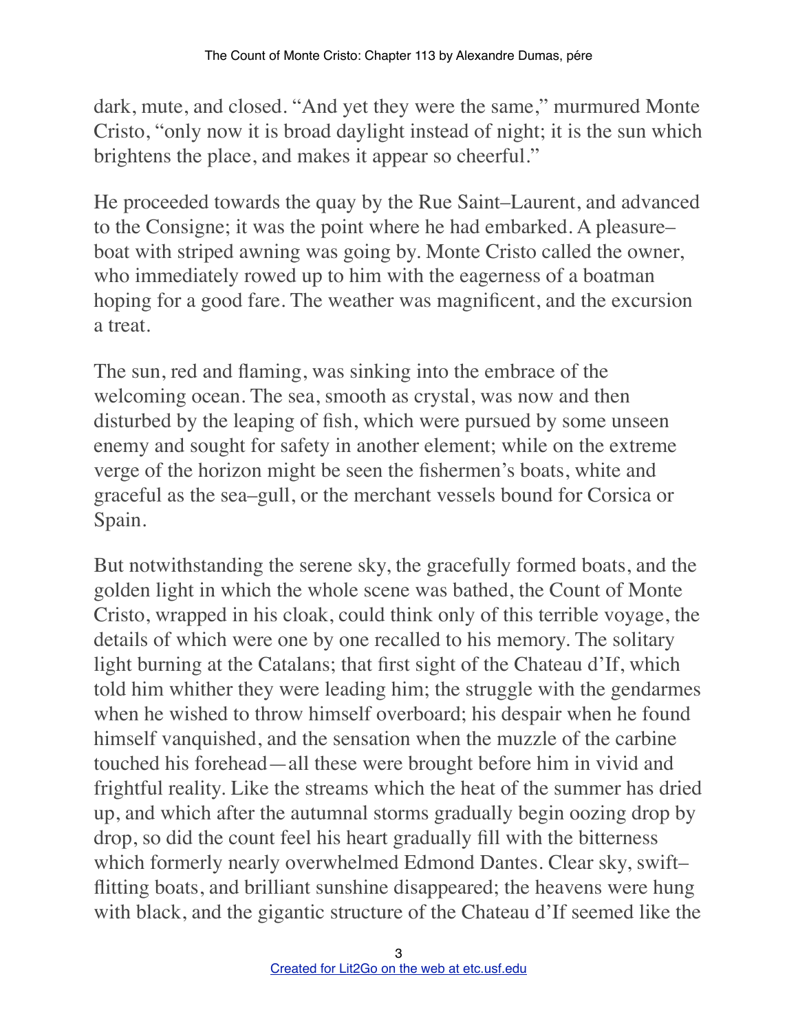dark, mute, and closed. "And yet they were the same," murmured Monte Cristo, "only now it is broad daylight instead of night; it is the sun which brightens the place, and makes it appear so cheerful."

He proceeded towards the quay by the Rue Saint–Laurent, and advanced to the Consigne; it was the point where he had embarked. A pleasure–boat with striped awning was going by. Monte Cristo called the owner, who immediately rowed up to him with the eagerness of a boatman hoping for a good fare. The weather was magnificent, and the excursion a treat.

The sun, red and flaming, was sinking into the embrace of the welcoming ocean. The sea, smooth as crystal, was now and then disturbed by the leaping of fish, which were pursued by some unseen enemy and sought for safety in another element; while on the extreme verge of the horizon might be seen the fishermen's boats, white and graceful as the sea–gull, or the merchant vessels bound for Corsica or Spain.

But notwithstanding the serene sky, the gracefully formed boats, and the golden light in which the whole scene was bathed, the Count of Monte Cristo, wrapped in his cloak, could think only of this terrible voyage, the details of which were one by one recalled to his memory. The solitary light burning at the Catalans; that first sight of the Chateau d'If, which told him whither they were leading him; the struggle with the gendarmes when he wished to throw himself overboard; his despair when he found himself vanquished, and the sensation when the muzzle of the carbine touched his forehead—all these were brought before him in vivid and frightful reality. Like the streams which the heat of the summer has dried up, and which after the autumnal storms gradually begin oozing drop by drop, so did the count feel his heart gradually fill with the bitterness which formerly nearly overwhelmed Edmond Dantes. Clear sky, swift–flitting boats, and brilliant sunshine disappeared; the heavens were hung with black, and the gigantic structure of the Chateau d'If seemed like the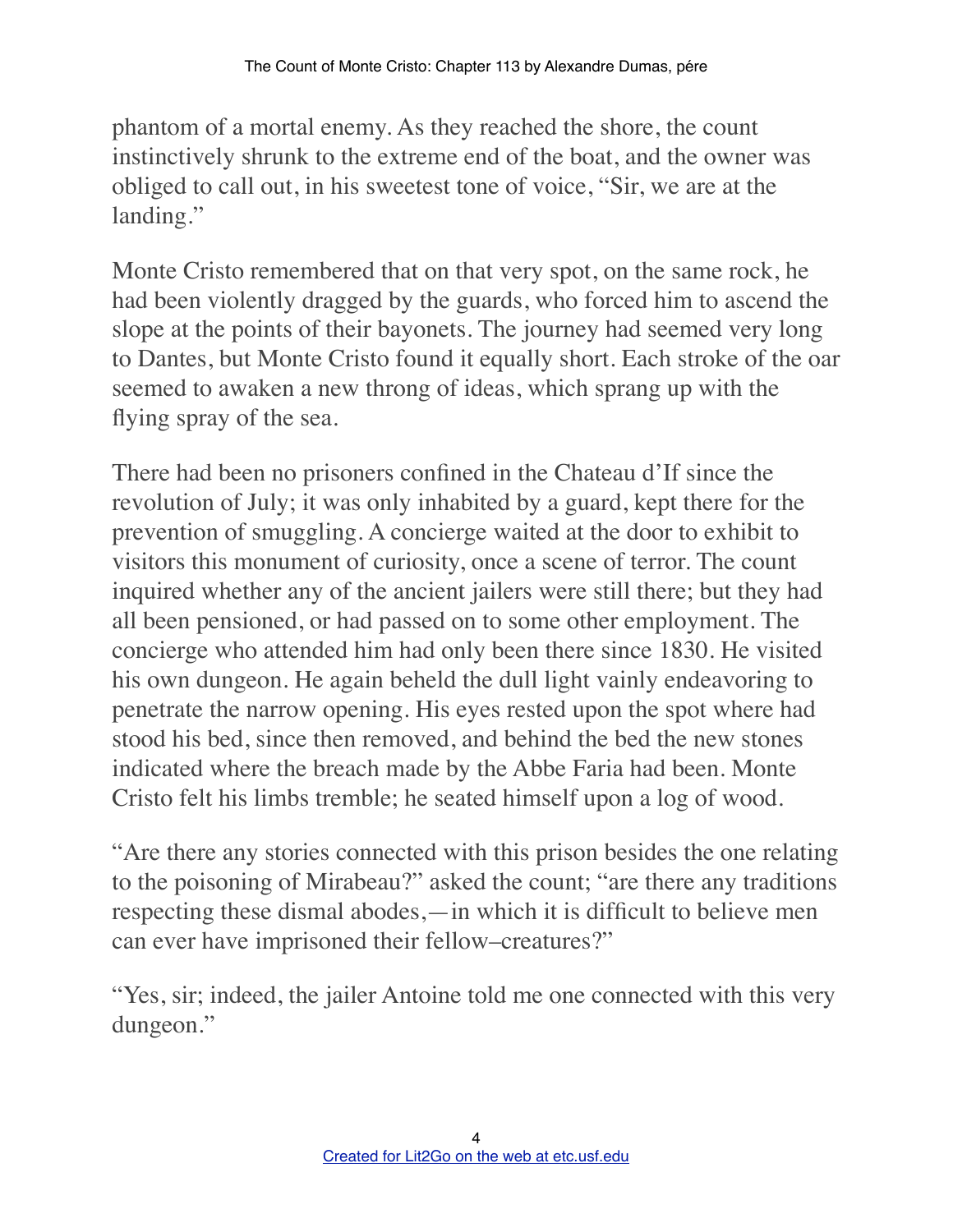phantom of a mortal enemy. As they reached the shore, the count instinctively shrunk to the extreme end of the boat, and the owner was obliged to call out, in his sweetest tone of voice, "Sir, we are at the landing."

Monte Cristo remembered that on that very spot, on the same rock, he had been violently dragged by the guards, who forced him to ascend the slope at the points of their bayonets. The journey had seemed very long to Dantes, but Monte Cristo found it equally short. Each stroke of the oar seemed to awaken a new throng of ideas, which sprang up with the flying spray of the sea.

There had been no prisoners confined in the Chateau d'If since the revolution of July; it was only inhabited by a guard, kept there for the prevention of smuggling. A concierge waited at the door to exhibit to visitors this monument of curiosity, once a scene of terror. The count inquired whether any of the ancient jailers were still there; but they had all been pensioned, or had passed on to some other employment. The concierge who attended him had only been there since 1830. He visited his own dungeon. He again beheld the dull light vainly endeavoring to penetrate the narrow opening. His eyes rested upon the spot where had stood his bed, since then removed, and behind the bed the new stones indicated where the breach made by the Abbe Faria had been. Monte Cristo felt his limbs tremble; he seated himself upon a log of wood.

"Are there any stories connected with this prison besides the one relating to the poisoning of Mirabeau?" asked the count; "are there any traditions respecting these dismal abodes,—in which it is difficult to believe men can ever have imprisoned their fellow–creatures?"

"Yes, sir; indeed, the jailer Antoine told me one connected with this very dungeon."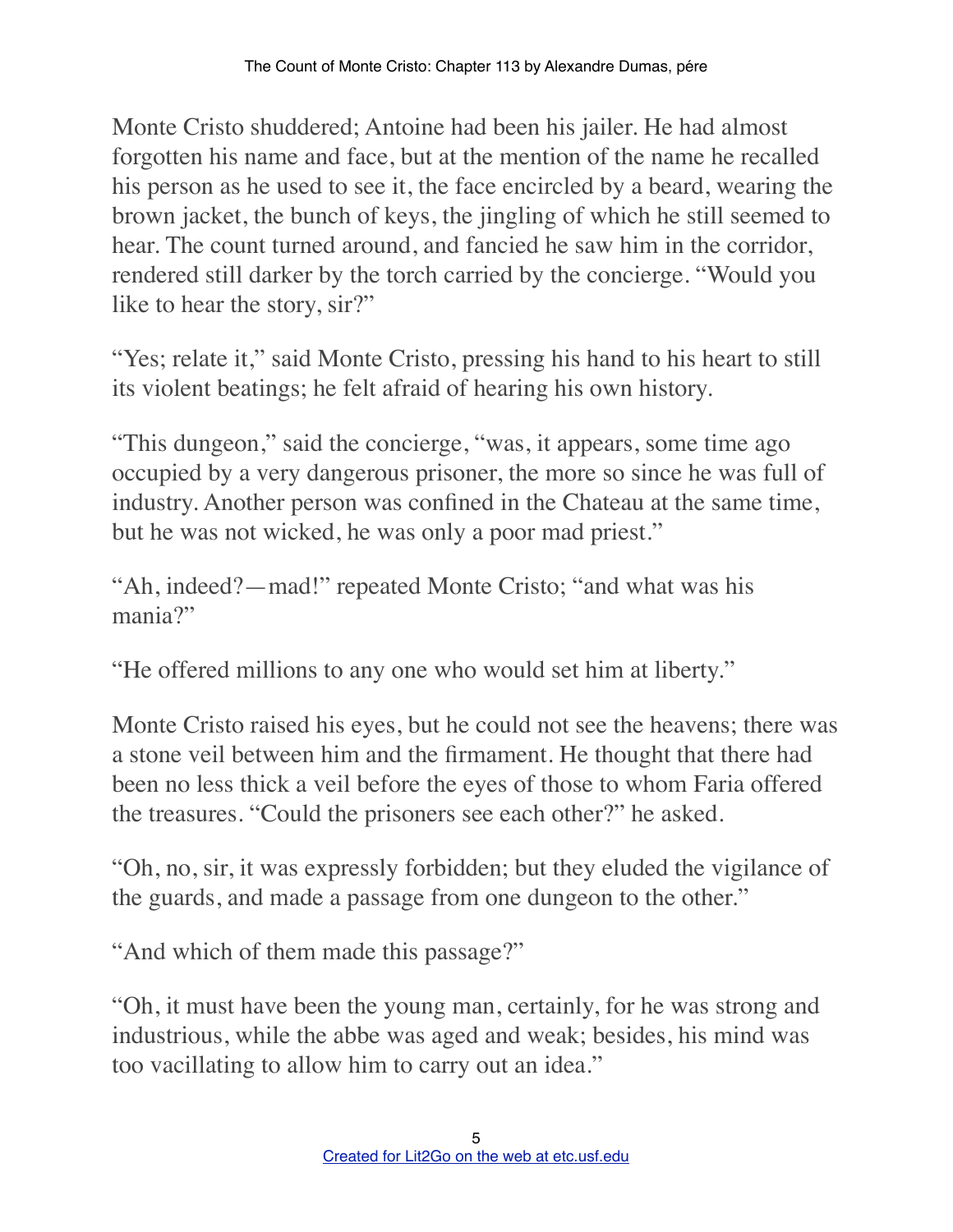Monte Cristo shuddered; Antoine had been his jailer. He had almost forgotten his name and face, but at the mention of the name he recalled his person as he used to see it, the face encircled by a beard, wearing the brown jacket, the bunch of keys, the jingling of which he still seemed to hear. The count turned around, and fancied he saw him in the corridor, rendered still darker by the torch carried by the concierge. "Would you like to hear the story, sir?"

"Yes; relate it," said Monte Cristo, pressing his hand to his heart to still its violent beatings; he felt afraid of hearing his own history.

"This dungeon," said the concierge, "was, it appears, some time ago occupied by a very dangerous prisoner, the more so since he was full of industry. Another person was confined in the Chateau at the same time, but he was not wicked, he was only a poor mad priest."

"Ah, indeed?—mad!" repeated Monte Cristo; "and what was his mania?"

"He offered millions to any one who would set him at liberty."

Monte Cristo raised his eyes, but he could not see the heavens; there was a stone veil between him and the firmament. He thought that there had been no less thick a veil before the eyes of those to whom Faria offered the treasures. "Could the prisoners see each other?" he asked.

"Oh, no, sir, it was expressly forbidden; but they eluded the vigilance of the guards, and made a passage from one dungeon to the other."

"And which of them made this passage?"

"Oh, it must have been the young man, certainly, for he was strong and industrious, while the abbe was aged and weak; besides, his mind was too vacillating to allow him to carry out an idea."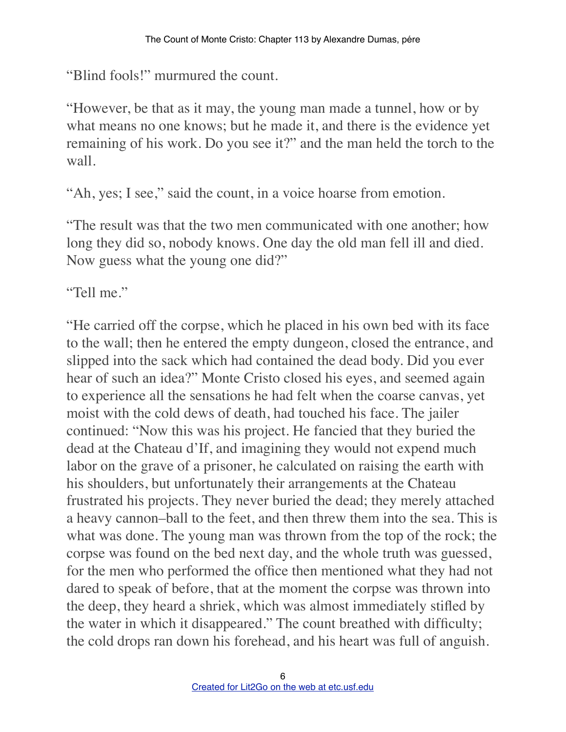"Blind fools!" murmured the count.

"However, be that as it may, the young man made a tunnel, how or by what means no one knows; but he made it, and there is the evidence yet remaining of his work. Do you see it?" and the man held the torch to the wall.

"Ah, yes; I see," said the count, in a voice hoarse from emotion.

"The result was that the two men communicated with one another; how long they did so, nobody knows. One day the old man fell ill and died. Now guess what the young one did?"

"Tell me."

"He carried off the corpse, which he placed in his own bed with its face to the wall; then he entered the empty dungeon, closed the entrance, and slipped into the sack which had contained the dead body. Did you ever hear of such an idea?" Monte Cristo closed his eyes, and seemed again to experience all the sensations he had felt when the coarse canvas, yet moist with the cold dews of death, had touched his face. The jailer continued: "Now this was his project. He fancied that they buried the dead at the Chateau d'If, and imagining they would not expend much labor on the grave of a prisoner, he calculated on raising the earth with his shoulders, but unfortunately their arrangements at the Chateau frustrated his projects. They never buried the dead; they merely attached a heavy cannon–ball to the feet, and then threw them into the sea. This is what was done. The young man was thrown from the top of the rock; the corpse was found on the bed next day, and the whole truth was guessed, for the men who performed the office then mentioned what they had not dared to speak of before, that at the moment the corpse was thrown into the deep, they heard a shriek, which was almost immediately stifled by the water in which it disappeared." The count breathed with difficulty; the cold drops ran down his forehead, and his heart was full of anguish.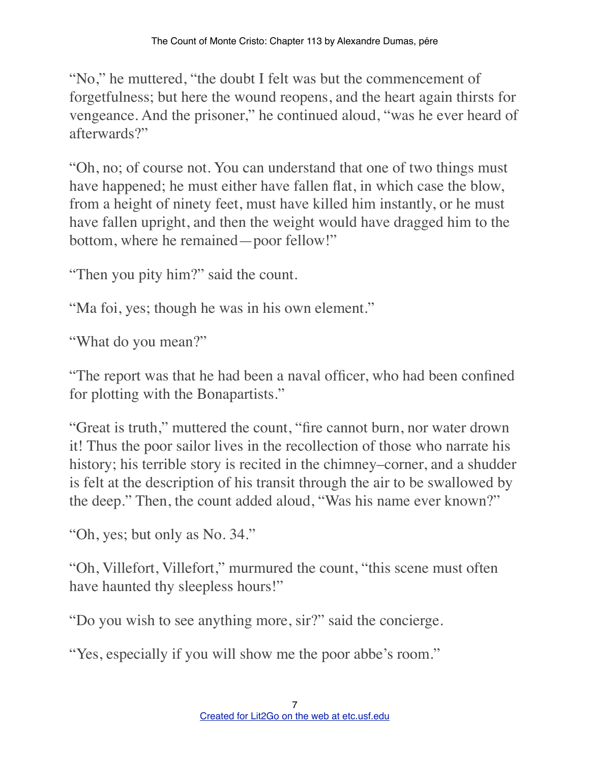"No," he muttered, "the doubt I felt was but the commencement of forgetfulness; but here the wound reopens, and the heart again thirsts for vengeance. And the prisoner," he continued aloud, "was he ever heard of afterwards?"

"Oh, no; of course not. You can understand that one of two things must have happened; he must either have fallen flat, in which case the blow, from a height of ninety feet, must have killed him instantly, or he must have fallen upright, and then the weight would have dragged him to the bottom, where he remained—poor fellow!"

"Then you pity him?" said the count.

"Ma foi, yes; though he was in his own element."

"What do you mean?"

"The report was that he had been a naval officer, who had been confined for plotting with the Bonapartists."

"Great is truth," muttered the count, "fire cannot burn, nor water drown it! Thus the poor sailor lives in the recollection of those who narrate his history; his terrible story is recited in the chimney–corner, and a shudder is felt at the description of his transit through the air to be swallowed by the deep." Then, the count added aloud, "Was his name ever known?"

"Oh, yes; but only as No. 34."

"Oh, Villefort, Villefort," murmured the count, "this scene must often have haunted thy sleepless hours!"

"Do you wish to see anything more, sir?" said the concierge.

"Yes, especially if you will show me the poor abbe's room."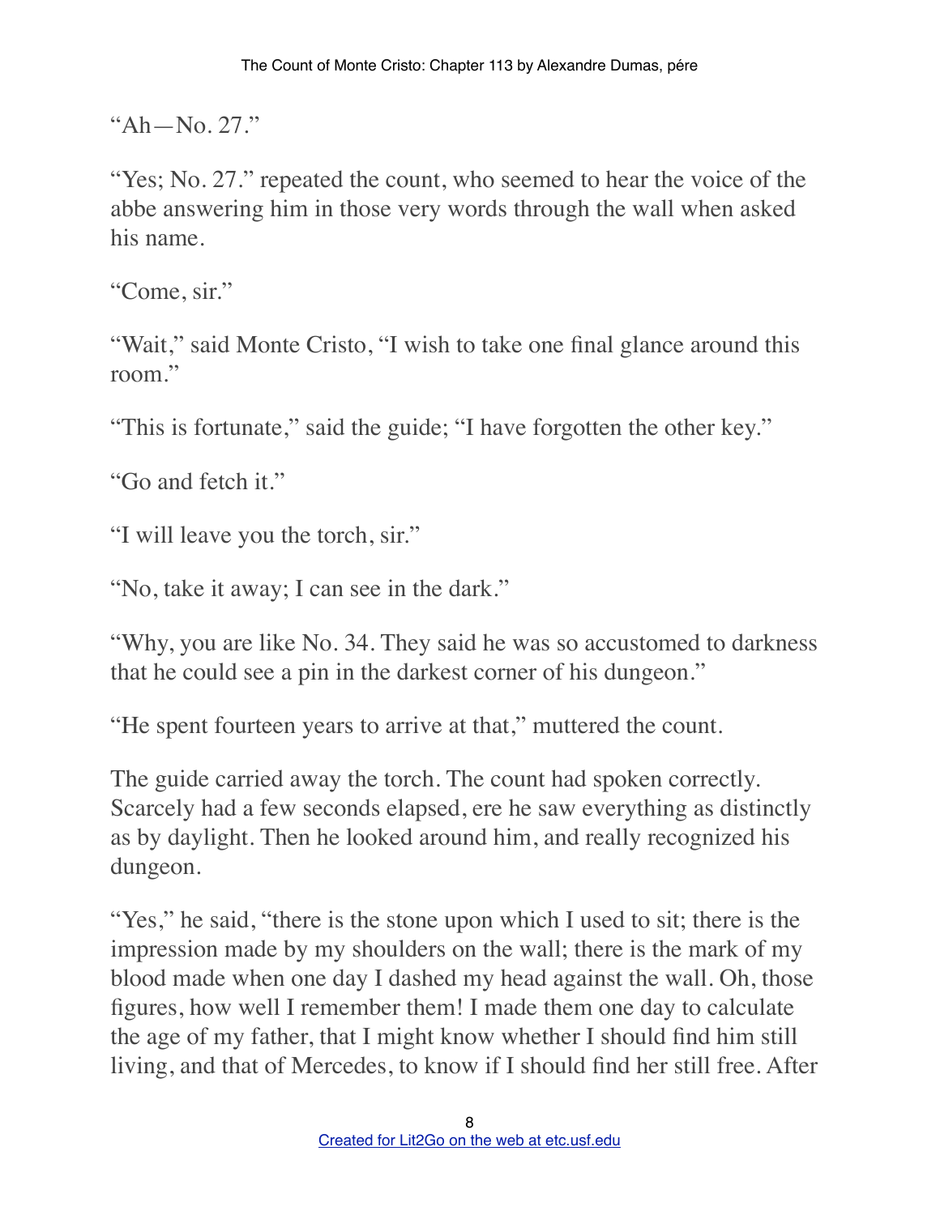"Ah—No. 27."

"Yes; No. 27." repeated the count, who seemed to hear the voice of the abbe answering him in those very words through the wall when asked his name.

"Come, sir."

"Wait," said Monte Cristo, "I wish to take one final glance around this room."

"This is fortunate," said the guide; "I have forgotten the other key."

"Go and fetch it."

"I will leave you the torch, sir."

"No, take it away; I can see in the dark."

"Why, you are like No. 34. They said he was so accustomed to darkness that he could see a pin in the darkest corner of his dungeon."

"He spent fourteen years to arrive at that," muttered the count.

The guide carried away the torch. The count had spoken correctly. Scarcely had a few seconds elapsed, ere he saw everything as distinctly as by daylight. Then he looked around him, and really recognized his dungeon.

"Yes," he said, "there is the stone upon which I used to sit; there is the impression made by my shoulders on the wall; there is the mark of my blood made when one day I dashed my head against the wall. Oh, those figures, how well I remember them! I made them one day to calculate the age of my father, that I might know whether I should find him still living, and that of Mercedes, to know if I should find her still free. After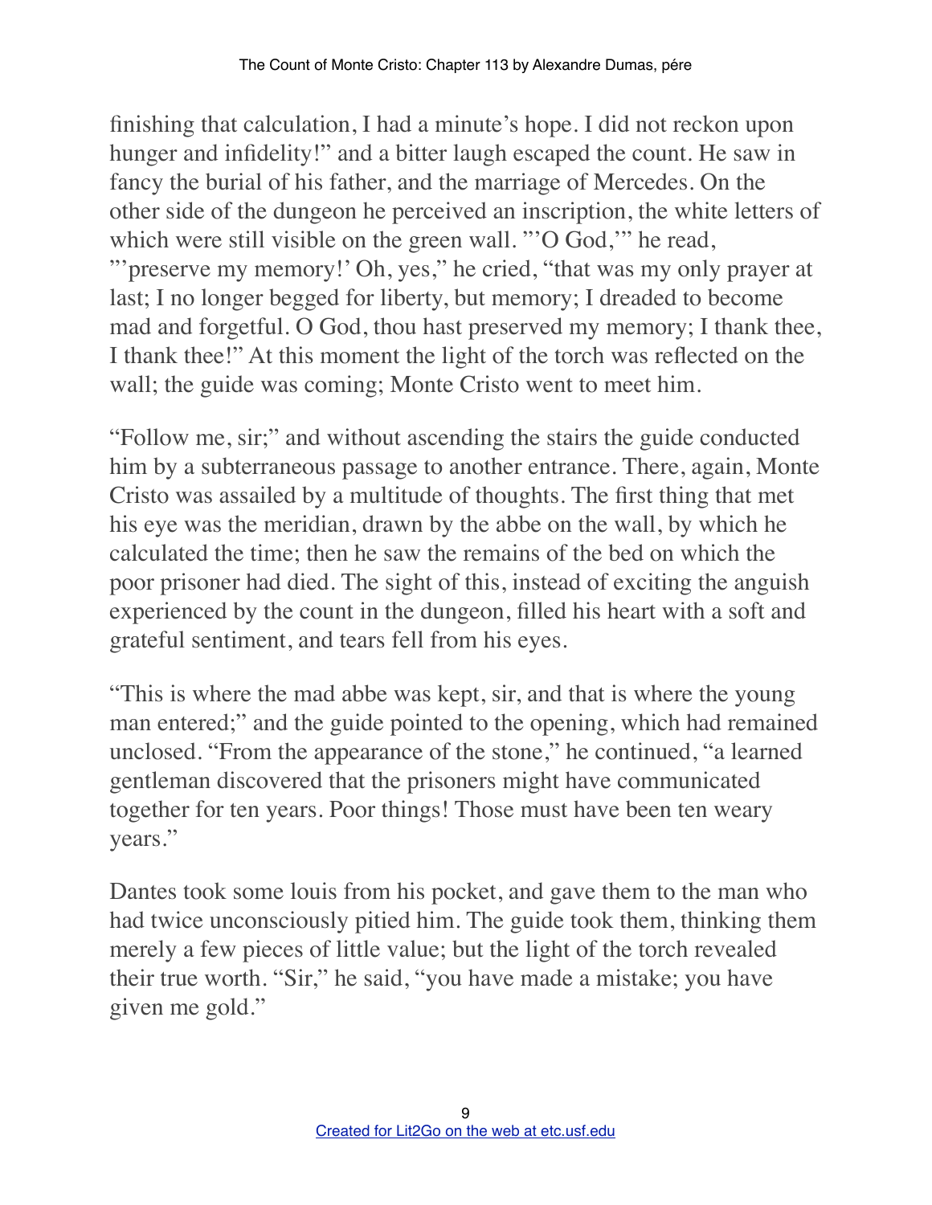finishing that calculation, I had a minute's hope. I did not reckon upon hunger and infidelity!" and a bitter laugh escaped the count. He saw in fancy the burial of his father, and the marriage of Mercedes. On the other side of the dungeon he perceived an inscription, the white letters of which were still visible on the green wall. "'O God,'" he read, "'preserve my memory!' Oh, yes," he cried, "that was my only prayer at last; I no longer begged for liberty, but memory; I dreaded to become mad and forgetful. O God, thou hast preserved my memory; I thank thee, I thank thee!" At this moment the light of the torch was reflected on the wall; the guide was coming; Monte Cristo went to meet him.

"Follow me, sir;" and without ascending the stairs the guide conducted him by a subterraneous passage to another entrance. There, again, Monte Cristo was assailed by a multitude of thoughts. The first thing that met his eye was the meridian, drawn by the abbe on the wall, by which he calculated the time; then he saw the remains of the bed on which the poor prisoner had died. The sight of this, instead of exciting the anguish experienced by the count in the dungeon, filled his heart with a soft and grateful sentiment, and tears fell from his eyes.

"This is where the mad abbe was kept, sir, and that is where the young man entered;" and the guide pointed to the opening, which had remained unclosed. "From the appearance of the stone," he continued, "a learned gentleman discovered that the prisoners might have communicated together for ten years. Poor things! Those must have been ten weary years."

Dantes took some louis from his pocket, and gave them to the man who had twice unconsciously pitied him. The guide took them, thinking them merely a few pieces of little value; but the light of the torch revealed their true worth. "Sir," he said, "you have made a mistake; you have given me gold."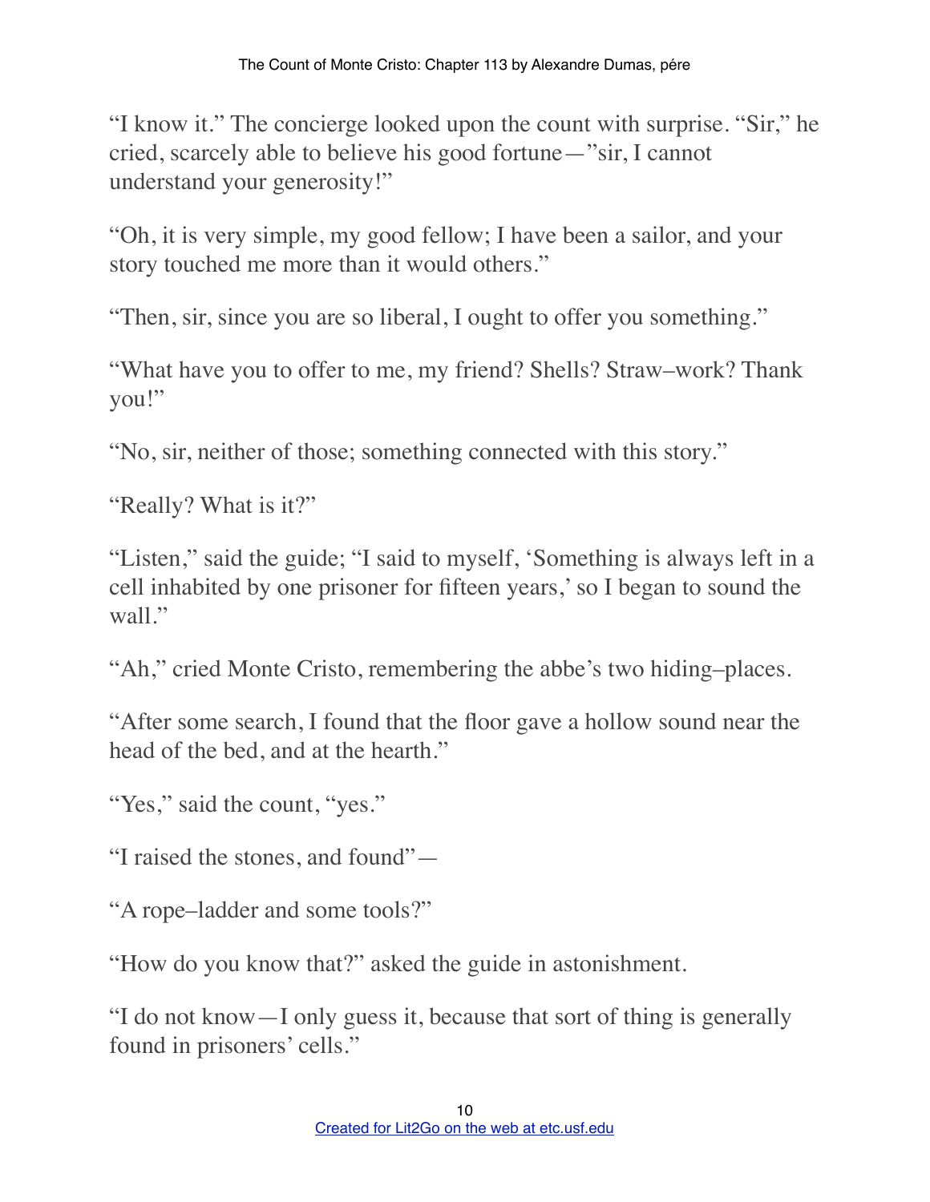"I know it." The concierge looked upon the count with surprise. "Sir," he cried, scarcely able to believe his good fortune—"sir, I cannot understand your generosity!"

"Oh, it is very simple, my good fellow; I have been a sailor, and your story touched me more than it would others."

"Then, sir, since you are so liberal, I ought to offer you something."

"What have you to offer to me, my friend? Shells? Straw–work? Thank you!"

"No, sir, neither of those; something connected with this story."

"Really? What is it?"

"Listen," said the guide; "I said to myself, 'Something is always left in a cell inhabited by one prisoner for fifteen years,' so I began to sound the wall."

"Ah," cried Monte Cristo, remembering the abbe's two hiding–places.

"After some search, I found that the floor gave a hollow sound near the head of the bed, and at the hearth."

"Yes," said the count, "yes."

"I raised the stones, and found"—

"A rope–ladder and some tools?"

"How do you know that?" asked the guide in astonishment.

"I do not know—I only guess it, because that sort of thing is generally found in prisoners' cells."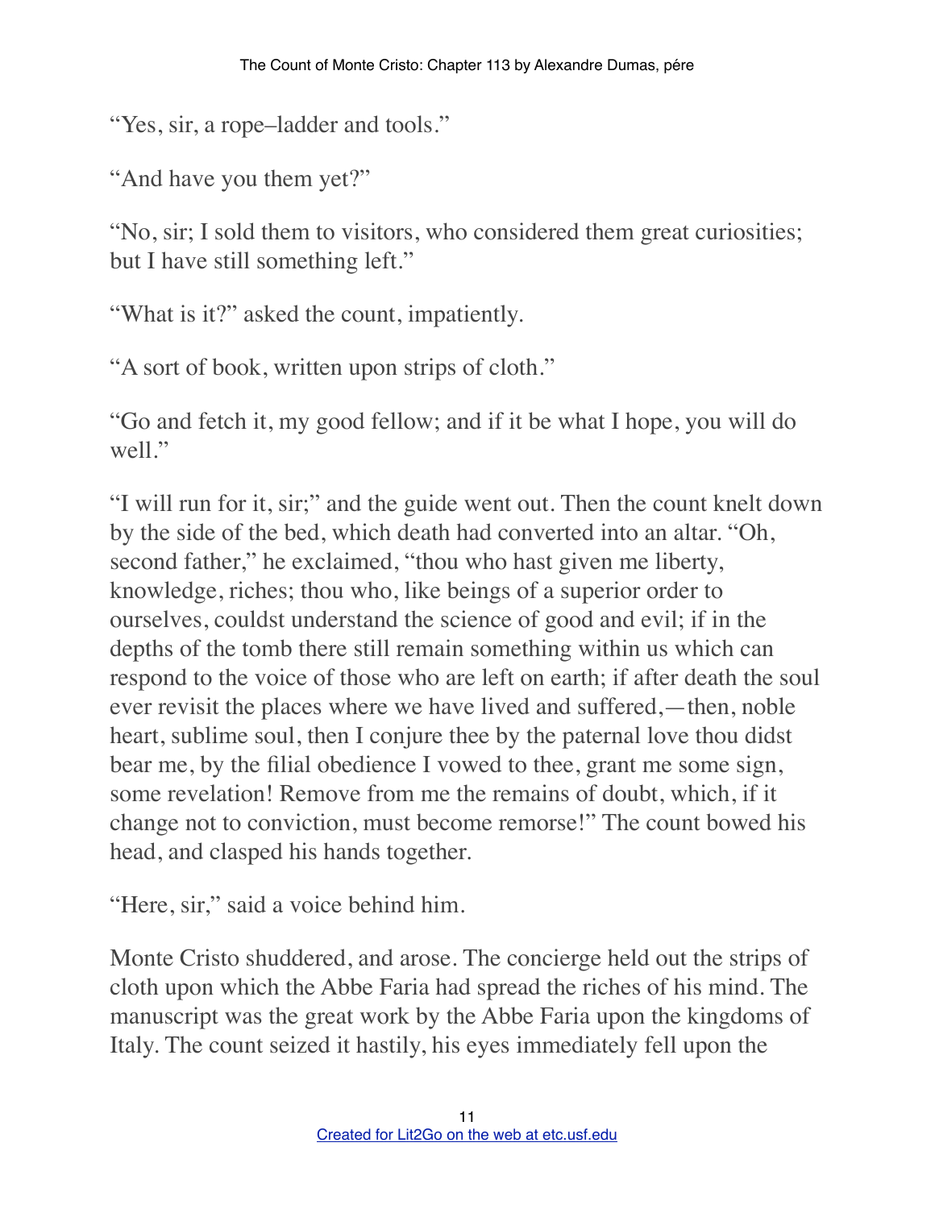"Yes, sir, a rope–ladder and tools."

"And have you them yet?"

"No, sir; I sold them to visitors, who considered them great curiosities; but I have still something left."

"What is it?" asked the count, impatiently.

"A sort of book, written upon strips of cloth."

"Go and fetch it, my good fellow; and if it be what I hope, you will do well."

"I will run for it, sir;" and the guide went out. Then the count knelt down by the side of the bed, which death had converted into an altar. "Oh, second father," he exclaimed, "thou who hast given me liberty, knowledge, riches; thou who, like beings of a superior order to ourselves, couldst understand the science of good and evil; if in the depths of the tomb there still remain something within us which can respond to the voice of those who are left on earth; if after death the soul ever revisit the places where we have lived and suffered,—then, noble heart, sublime soul, then I conjure thee by the paternal love thou didst bear me, by the filial obedience I vowed to thee, grant me some sign, some revelation! Remove from me the remains of doubt, which, if it change not to conviction, must become remorse!" The count bowed his head, and clasped his hands together.

"Here, sir," said a voice behind him.

Monte Cristo shuddered, and arose. The concierge held out the strips of cloth upon which the Abbe Faria had spread the riches of his mind. The manuscript was the great work by the Abbe Faria upon the kingdoms of Italy. The count seized it hastily, his eyes immediately fell upon the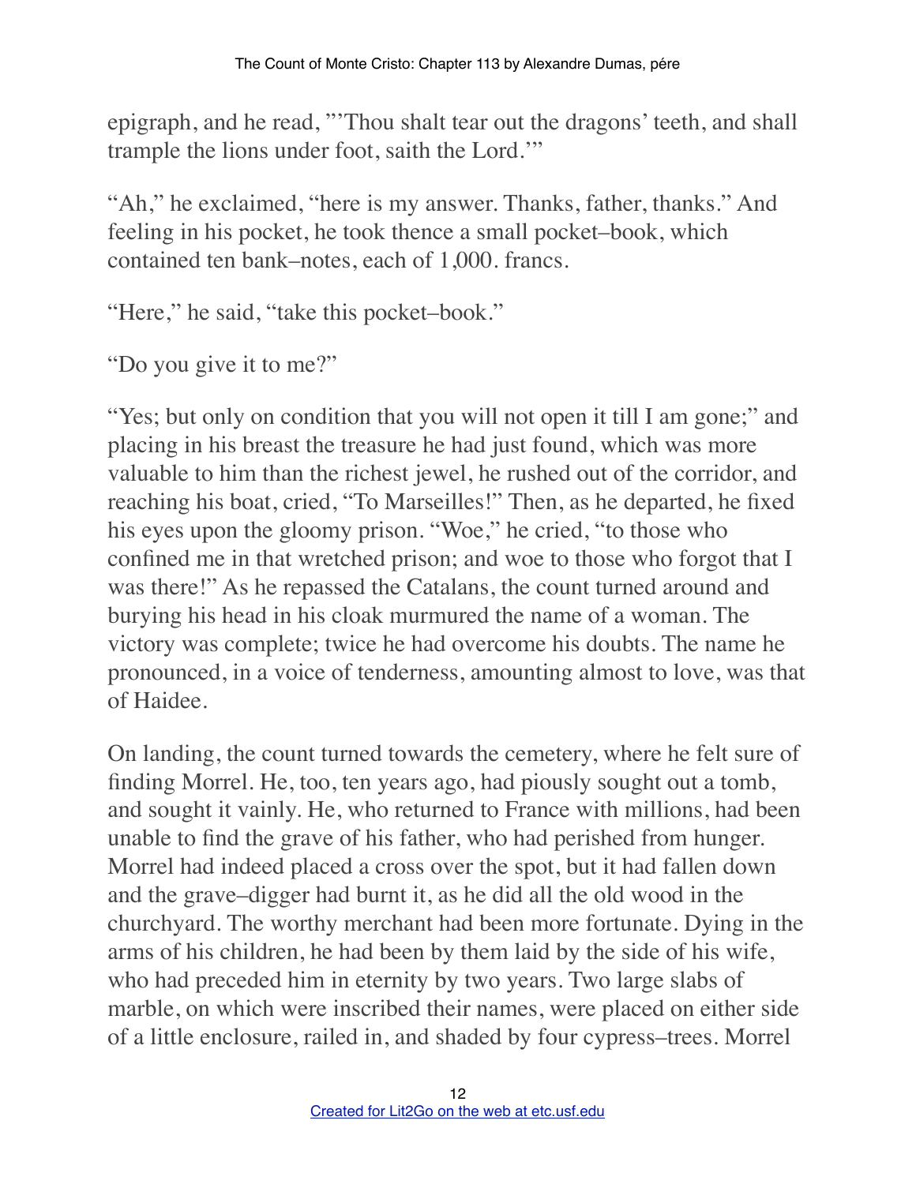epigraph, and he read, "'Thou shalt tear out the dragons' teeth, and shall trample the lions under foot, saith the Lord.'"

"Ah," he exclaimed, "here is my answer. Thanks, father, thanks." And feeling in his pocket, he took thence a small pocket–book, which contained ten bank–notes, each of 1,000. francs.

"Here," he said, "take this pocket–book."

"Do you give it to me?"

"Yes; but only on condition that you will not open it till I am gone;" and placing in his breast the treasure he had just found, which was more valuable to him than the richest jewel, he rushed out of the corridor, and reaching his boat, cried, "To Marseilles!" Then, as he departed, he fixed his eyes upon the gloomy prison. "Woe," he cried, "to those who confined me in that wretched prison; and woe to those who forgot that I was there!" As he repassed the Catalans, the count turned around and burying his head in his cloak murmured the name of a woman. The victory was complete; twice he had overcome his doubts. The name he pronounced, in a voice of tenderness, amounting almost to love, was that of Haidee.

On landing, the count turned towards the cemetery, where he felt sure of finding Morrel. He, too, ten years ago, had piously sought out a tomb, and sought it vainly. He, who returned to France with millions, had been unable to find the grave of his father, who had perished from hunger. Morrel had indeed placed a cross over the spot, but it had fallen down and the grave–digger had burnt it, as he did all the old wood in the churchyard. The worthy merchant had been more fortunate. Dying in the arms of his children, he had been by them laid by the side of his wife, who had preceded him in eternity by two years. Two large slabs of marble, on which were inscribed their names, were placed on either side of a little enclosure, railed in, and shaded by four cypress–trees. Morrel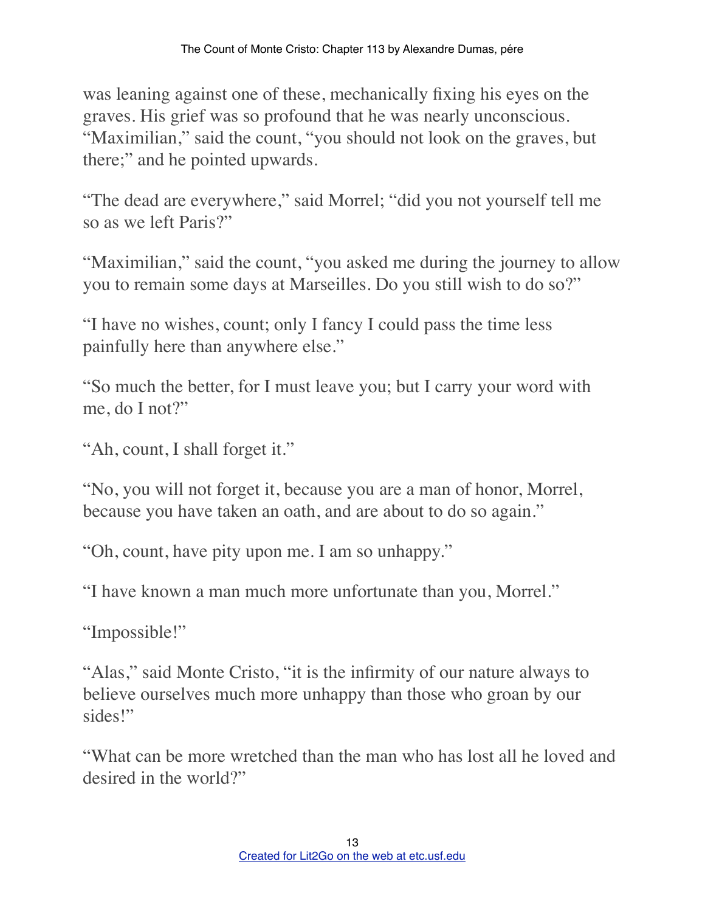was leaning against one of these, mechanically fixing his eyes on the graves. His grief was so profound that he was nearly unconscious. "Maximilian," said the count, "you should not look on the graves, but there;" and he pointed upwards.

"The dead are everywhere," said Morrel; "did you not yourself tell me so as we left Paris?"

"Maximilian," said the count, "you asked me during the journey to allow you to remain some days at Marseilles. Do you still wish to do so?"

"I have no wishes, count; only I fancy I could pass the time less painfully here than anywhere else."

"So much the better, for I must leave you; but I carry your word with me, do I not?"

"Ah, count, I shall forget it."

"No, you will not forget it, because you are a man of honor, Morrel, because you have taken an oath, and are about to do so again."

"Oh, count, have pity upon me. I am so unhappy."

"I have known a man much more unfortunate than you, Morrel."

"Impossible!"

"Alas," said Monte Cristo, "it is the infirmity of our nature always to believe ourselves much more unhappy than those who groan by our sides!"

"What can be more wretched than the man who has lost all he loved and desired in the world?"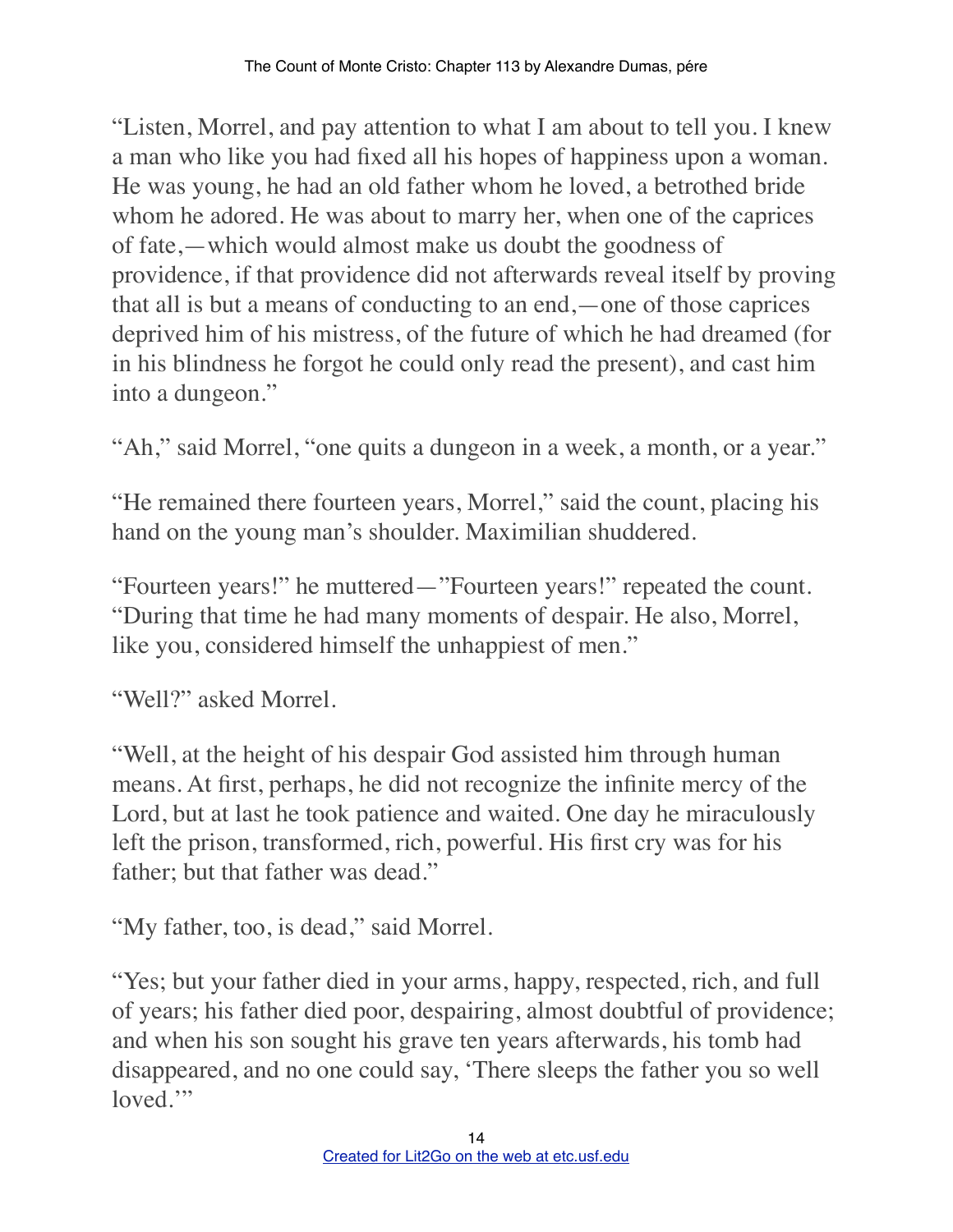"Listen, Morrel, and pay attention to what I am about to tell you. I knew a man who like you had fixed all his hopes of happiness upon a woman. He was young, he had an old father whom he loved, a betrothed bride whom he adored. He was about to marry her, when one of the caprices of fate,—which would almost make us doubt the goodness of providence, if that providence did not afterwards reveal itself by proving that all is but a means of conducting to an end,—one of those caprices deprived him of his mistress, of the future of which he had dreamed (for in his blindness he forgot he could only read the present), and cast him into a dungeon."

"Ah," said Morrel, "one quits a dungeon in a week, a month, or a year."

"He remained there fourteen years, Morrel," said the count, placing his hand on the young man's shoulder. Maximilian shuddered.

"Fourteen years!" he muttered—"Fourteen years!" repeated the count. "During that time he had many moments of despair. He also, Morrel, like you, considered himself the unhappiest of men."

"Well?" asked Morrel.

"Well, at the height of his despair God assisted him through human means. At first, perhaps, he did not recognize the infinite mercy of the Lord, but at last he took patience and waited. One day he miraculously left the prison, transformed, rich, powerful. His first cry was for his father; but that father was dead."

"My father, too, is dead," said Morrel.

"Yes; but your father died in your arms, happy, respected, rich, and full of years; his father died poor, despairing, almost doubtful of providence; and when his son sought his grave ten years afterwards, his tomb had disappeared, and no one could say, 'There sleeps the father you so well loved.'"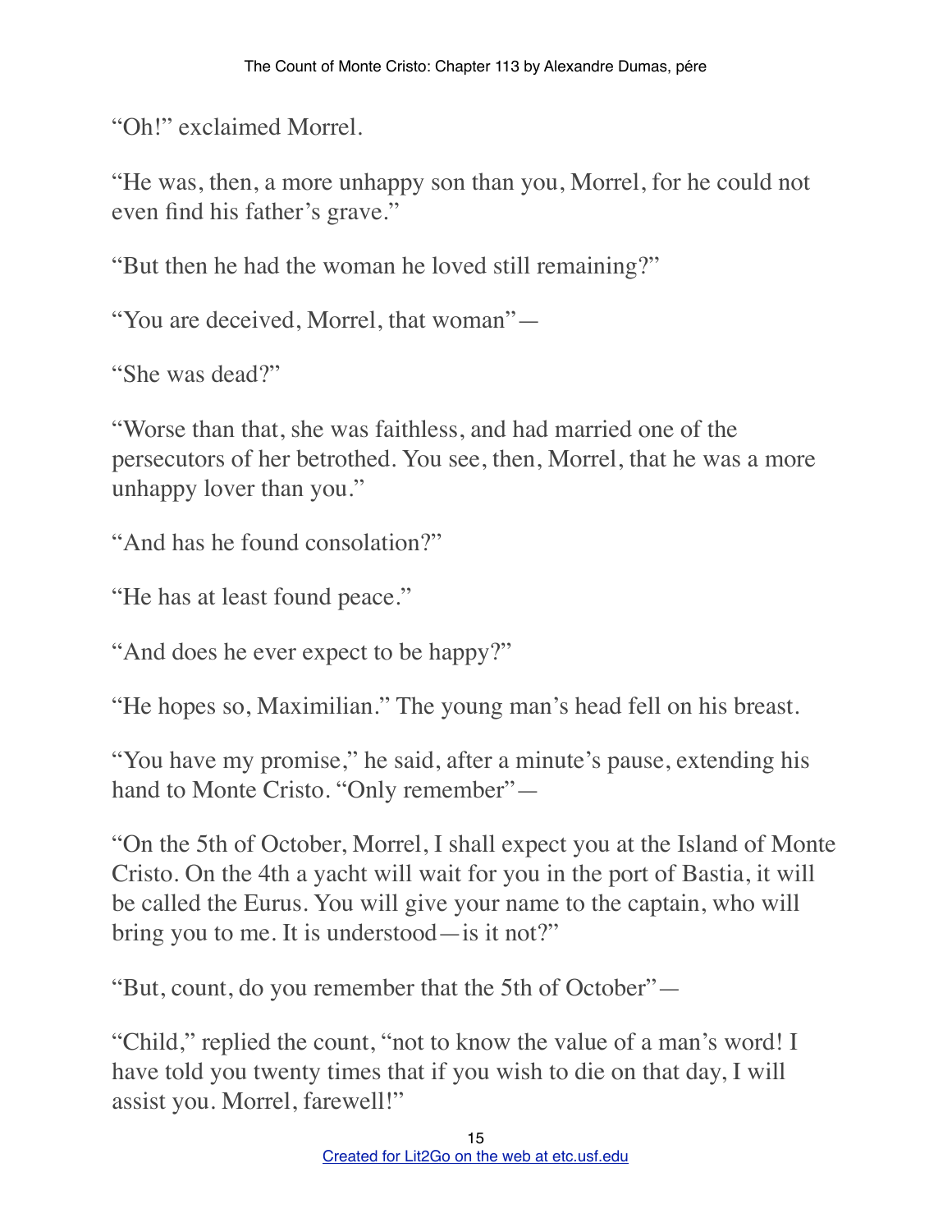"Oh!" exclaimed Morrel.

"He was, then, a more unhappy son than you, Morrel, for he could not even find his father's grave."

"But then he had the woman he loved still remaining?"

"You are deceived, Morrel, that woman"—

"She was dead?"

"Worse than that, she was faithless, and had married one of the persecutors of her betrothed. You see, then, Morrel, that he was a more unhappy lover than you."

"And has he found consolation?"

"He has at least found peace."

"And does he ever expect to be happy?"

"He hopes so, Maximilian." The young man's head fell on his breast.

"You have my promise," he said, after a minute's pause, extending his hand to Monte Cristo. "Only remember"—

"On the 5th of October, Morrel, I shall expect you at the Island of Monte Cristo. On the 4th a yacht will wait for you in the port of Bastia, it will be called the Eurus. You will give your name to the captain, who will bring you to me. It is understood—is it not?"

"But, count, do you remember that the 5th of October"—

"Child," replied the count, "not to know the value of a man's word! I have told you twenty times that if you wish to die on that day, I will assist you. Morrel, farewell!"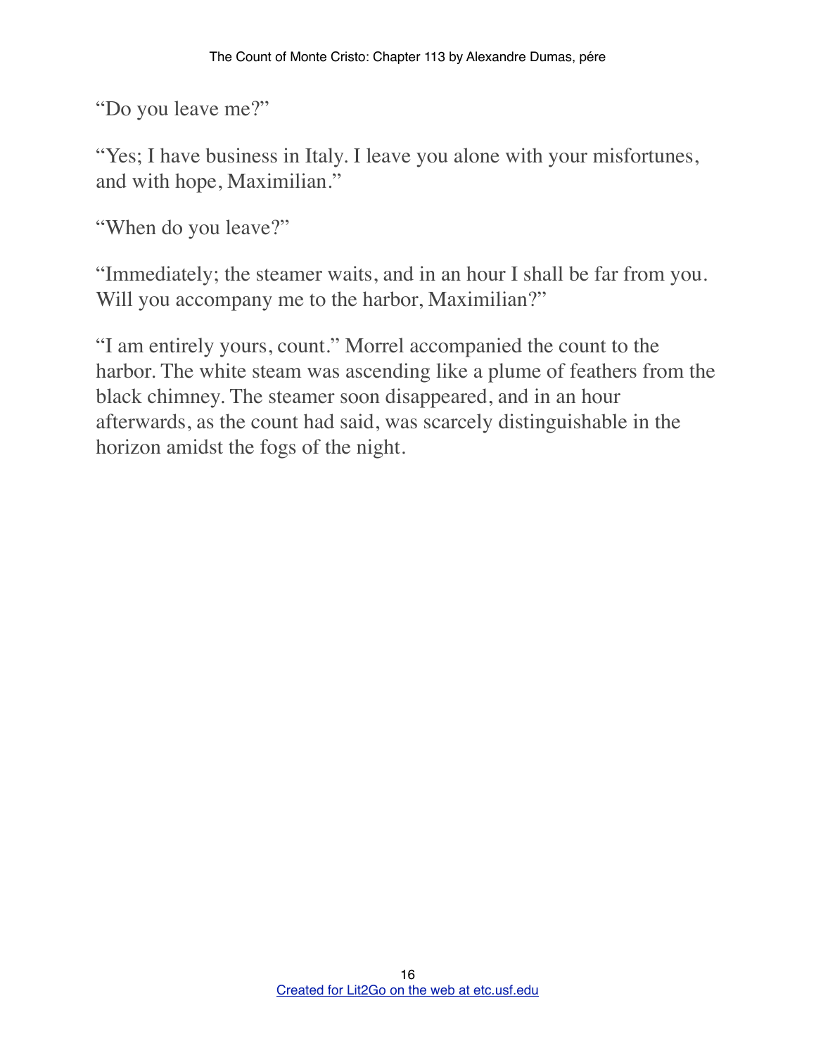"Do you leave me?"

"Yes; I have business in Italy. I leave you alone with your misfortunes, and with hope, Maximilian."

"When do you leave?"

"Immediately; the steamer waits, and in an hour I shall be far from you. Will you accompany me to the harbor, Maximilian?"

"I am entirely yours, count." Morrel accompanied the count to the harbor. The white steam was ascending like a plume of feathers from the black chimney. The steamer soon disappeared, and in an hour afterwards, as the count had said, was scarcely distinguishable in the horizon amidst the fogs of the night.